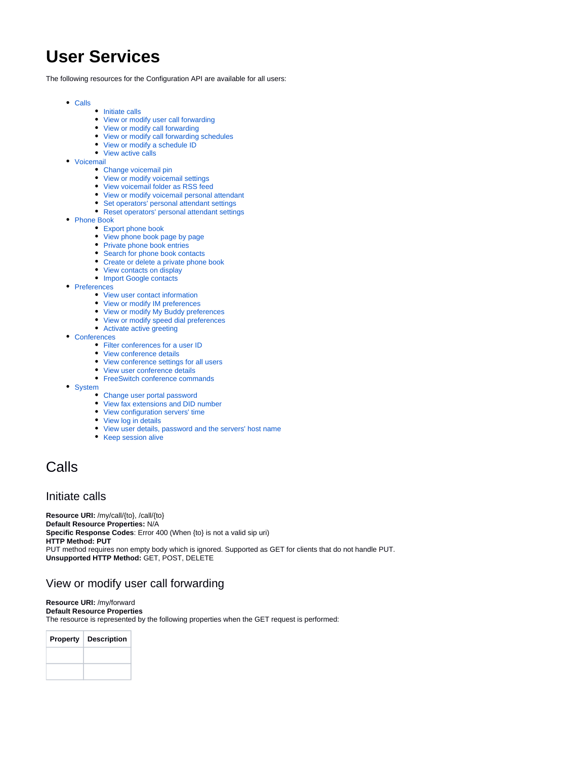# User Services

The following resources for the Configuration API are available for all users:

- Calls
  - Initiate calls
  - View or modify user call forwarding
  - View or modify call forwarding
  - View or modify call forwarding schedules
  - View or modify a schedule ID
  - View active calls
- Voicemail
  - Change voicemail pin
  - View or modify voicemail settings
  - View voicemail folder as RSS feed
  - View or modify voicemail personal attendant
  - Set operators' personal attendant settings
  - Reset operators' personal attendant settings
- Phone Book
  - Export phone book
  - View phone book page by page
  - Private phone book entries
  - Search for phone book contacts
  - Create or delete a private phone book
  - View contacts on display
  - Import Google contacts
- Preferences
  - View user contact information
  - View or modify IM preferences
  - View or modify My Buddy preferences
  - View or modify speed dial preferences
  - Activate active greeting
- Conferences
  - Filter conferences for a user ID
  - View conference details
  - View conference settings for all users
  - View user conference details
  - FreeSwitch conference commands
- System
  - Change user portal password
  - View fax extensions and DID number
  - View configuration servers' time
  - View log in details
  - View user details, password and the servers' host name
  - Keep session alive

## Calls

### Initiate calls

**Resource URI:** /my/call/{to}, /call/{to}
**Default Resource Properties:** N/A
**Specific Response Codes**: Error 400 (When {to} is not a valid sip uri)
**HTTP Method: PUT**
PUT method requires non empty body which is ignored. Supported as GET for clients that do not handle PUT.
**Unsupported HTTP Method:** GET, POST, DELETE

### View or modify user call forwarding

**Resource URI:** /my/forward
**Default Resource Properties**
The resource is represented by the following properties when the GET request is performed:

| Property | Description |
| --- | --- |
| | |
| | |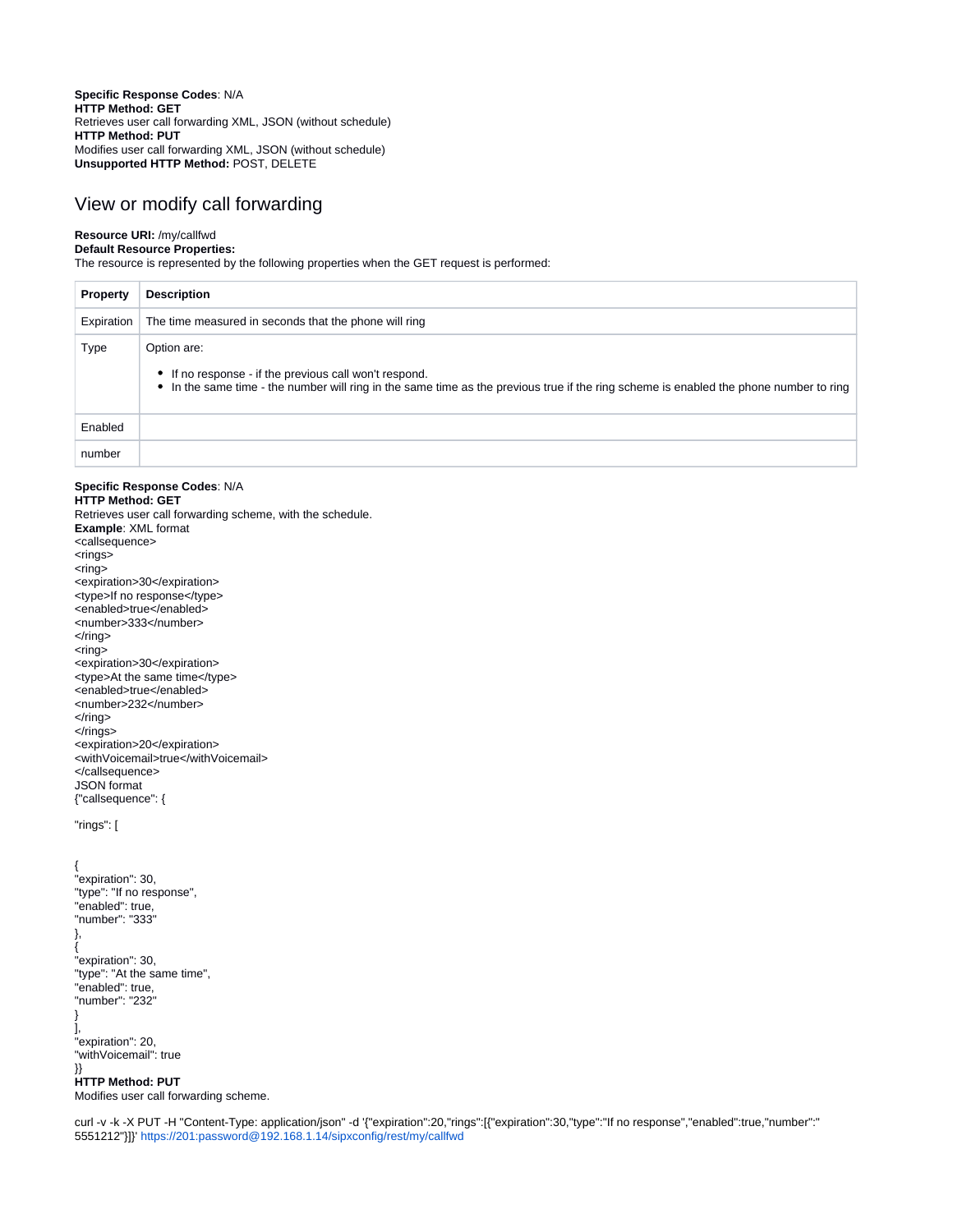**Specific Response Codes**: N/A
**HTTP Method: GET**
Retrieves user call forwarding XML, JSON (without schedule)
**HTTP Method: PUT**
Modifies user call forwarding XML, JSON (without schedule)
**Unsupported HTTP Method:** POST, DELETE

## View or modify call forwarding

**Resource URI:** /my/callfwd
**Default Resource Properties:**
The resource is represented by the following properties when the GET request is performed:

| Property | Description |
|---|---|
| Expiration | The time measured in seconds that the phone will ring |
| Type | Option are:<br>• If no response - if the previous call won't respond.<br>• In the same time - the number will ring in the same time as the previous true if the ring scheme is enabled the phone number to ring |
| Enabled | |
| number | |

**Specific Response Codes**: N/A
**HTTP Method: GET**
Retrieves user call forwarding scheme, with the schedule.
**Example**: XML format

```
<callsequence>
<rings>
<ring>
<expiration>30</expiration>
<type>If no response</type>
<enabled>true</enabled>
<number>333</number>
</ring>
<ring>
<expiration>30</expiration>
<type>At the same time</type>
<enabled>true</enabled>
<number>232</number>
</ring>
</rings>
<expiration>20</expiration>
<withVoicemail>true</withVoicemail>
</callsequence>
```

JSON format

```
{"callsequence": {

"rings": [


{
"expiration": 30,
"type": "If no response",
"enabled": true,
"number": "333"
},
{
"expiration": 30,
"type": "At the same time",
"enabled": true,
"number": "232"
}
],
"expiration": 20,
"withVoicemail": true
}}
```

**HTTP Method: PUT**
Modifies user call forwarding scheme.

```
curl -v -k -X PUT -H "Content-Type: application/json" -d '{"expiration":20,"rings":[{"expiration":30,"type":"If no response","enabled":true,"number":"5551212"}]}' https://201:password@192.168.1.14/sipxconfig/rest/my/callfwd
```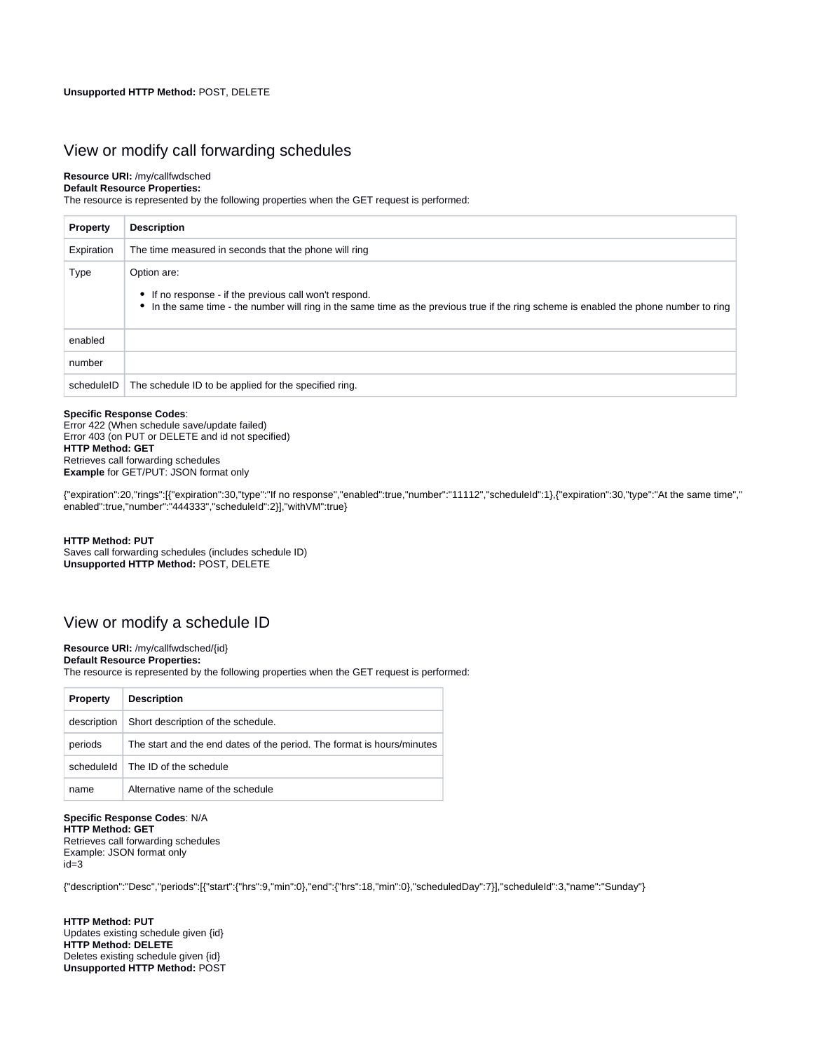**Unsupported HTTP Method:** POST, DELETE

## View or modify call forwarding schedules

**Resource URI:** /my/callfwdsched
**Default Resource Properties:**
The resource is represented by the following properties when the GET request is performed:

| Property | Description |
| --- | --- |
| Expiration | The time measured in seconds that the phone will ring |
| Type | Option are:<br>• If no response - if the previous call won't respond.<br>• In the same time - the number will ring in the same time as the previous true if the ring scheme is enabled the phone number to ring |
| enabled | |
| number | |
| scheduleID | The schedule ID to be applied for the specified ring. |

**Specific Response Codes**:
Error 422 (When schedule save/update failed)
Error 403 (on PUT or DELETE and id not specified)
**HTTP Method: GET**
Retrieves call forwarding schedules
**Example** for GET/PUT: JSON format only

```
{"expiration":20,"rings":[{"expiration":30,"type":"If no response","enabled":true,"number":"11112","scheduleId":1},{"expiration":30,"type":"At the same time","enabled":true,"number":"444333","scheduleId":2}],"withVM":true}
```

**HTTP Method: PUT**
Saves call forwarding schedules (includes schedule ID)
**Unsupported HTTP Method:** POST, DELETE

## View or modify a schedule ID

**Resource URI:** /my/callfwdsched/{id}
**Default Resource Properties:**
The resource is represented by the following properties when the GET request is performed:

| Property | Description |
| --- | --- |
| description | Short description of the schedule. |
| periods | The start and the end dates of the period. The format is hours/minutes |
| scheduleId | The ID of the schedule |
| name | Alternative name of the schedule |

**Specific Response Codes**: N/A
**HTTP Method: GET**
Retrieves call forwarding schedules
Example: JSON format only
id=3

```
{"description":"Desc","periods":[{"start":{"hrs":9,"min":0},"end":{"hrs":18,"min":0},"scheduledDay":7}],"scheduleId":3,"name":"Sunday"}
```

**HTTP Method: PUT**
Updates existing schedule given {id}
**HTTP Method: DELETE**
Deletes existing schedule given {id}
**Unsupported HTTP Method:** POST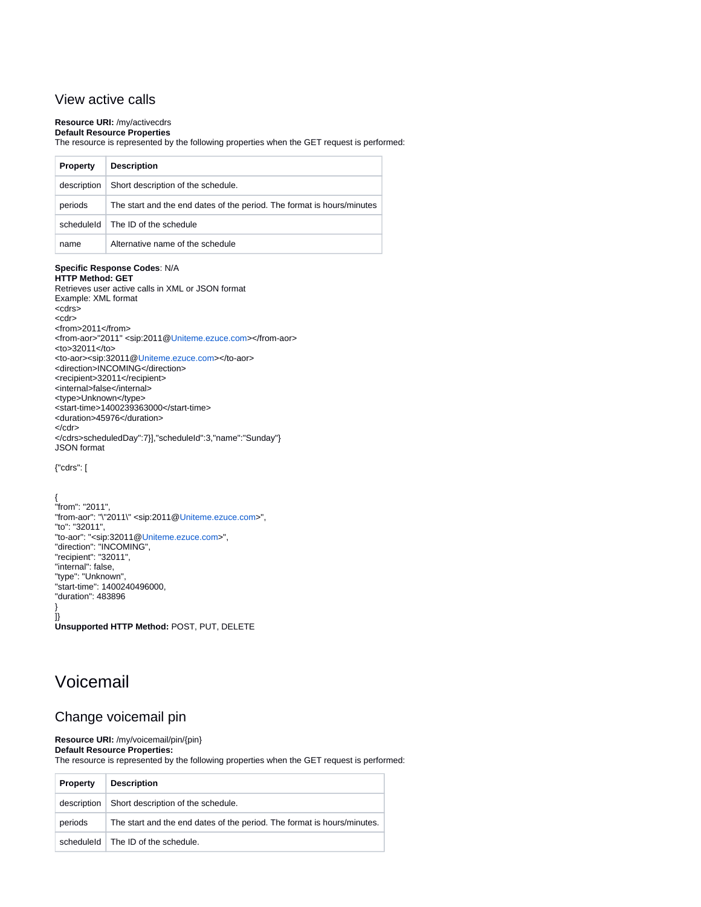## View active calls

**Resource URI:** /my/activecdrs
**Default Resource Properties**
The resource is represented by the following properties when the GET request is performed:

| Property | Description |
| --- | --- |
| description | Short description of the schedule. |
| periods | The start and the end dates of the period. The format is hours/minutes |
| scheduleId | The ID of the schedule |
| name | Alternative name of the schedule |

**Specific Response Codes**: N/A
**HTTP Method: GET**
Retrieves user active calls in XML or JSON format
Example: XML format

```
<cdrs>
<cdr>
<from>2011</from>
<from-aor>"2011" <sip:2011@Uniteme.ezuce.com></from-aor>
<to>32011</to>
<to-aor><sip:32011@Uniteme.ezuce.com></to-aor>
<direction>INCOMING</direction>
<recipient>32011</recipient>
<internal>false</internal>
<type>Unknown</type>
<start-time>1400239363000</start-time>
<duration>45976</duration>
</cdr>
</cdrs>scheduledDay":7}],"scheduleId":3,"name":"Sunday"}
```

JSON format

```
{"cdrs": [


{
"from": "2011",
"from-aor": "\"2011\" <sip:2011@Uniteme.ezuce.com>",
"to": "32011",
"to-aor": "<sip:32011@Uniteme.ezuce.com>",
"direction": "INCOMING",
"recipient": "32011",
"internal": false,
"type": "Unknown",
"start-time": 1400240496000,
"duration": 483896
}
]}
```

**Unsupported HTTP Method:** POST, PUT, DELETE

# Voicemail

## Change voicemail pin

**Resource URI:** /my/voicemail/pin/{pin}
**Default Resource Properties:**
The resource is represented by the following properties when the GET request is performed:

| Property | Description |
| --- | --- |
| description | Short description of the schedule. |
| periods | The start and the end dates of the period. The format is hours/minutes. |
| scheduleId | The ID of the schedule. |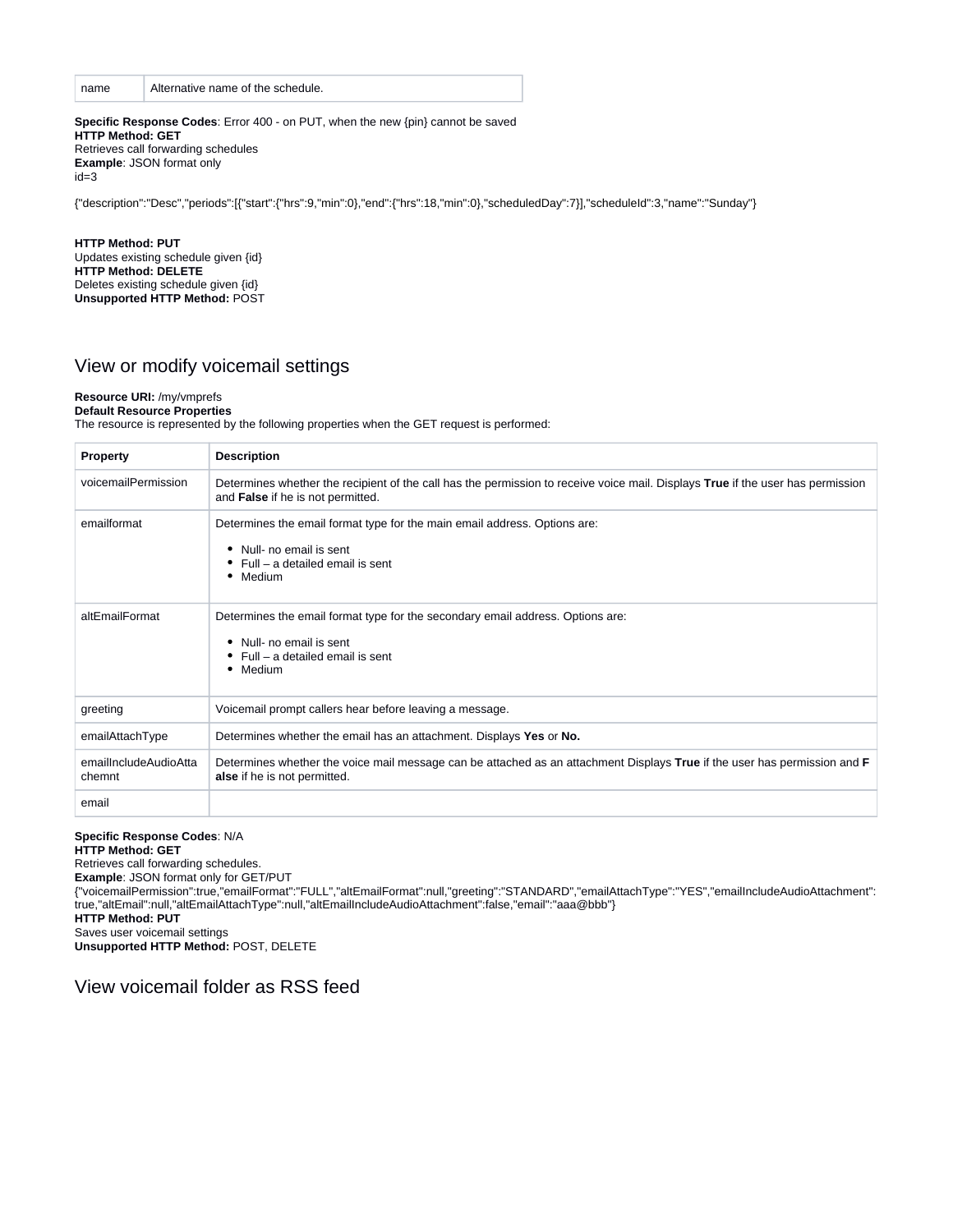| name | Alternative name of the schedule. |
|---|---|

**Specific Response Codes**: Error 400 - on PUT, when the new {pin} cannot be saved
**HTTP Method: GET**
Retrieves call forwarding schedules
**Example**: JSON format only
id=3

{"description":"Desc","periods":[{"start":{"hrs":9,"min":0},"end":{"hrs":18,"min":0},"scheduledDay":7}],"scheduleId":3,"name":"Sunday"}

**HTTP Method: PUT**
Updates existing schedule given {id}
**HTTP Method: DELETE**
Deletes existing schedule given {id}
**Unsupported HTTP Method:** POST

## View or modify voicemail settings

**Resource URI:** /my/vmprefs
**Default Resource Properties**
The resource is represented by the following properties when the GET request is performed:

| Property | Description |
|---|---|
| voicemailPermission | Determines whether the recipient of the call has the permission to receive voice mail. Displays **True** if the user has permission and **False** if he is not permitted. |
| emailformat | Determines the email format type for the main email address. Options are: <br> • Null- no email is sent <br> • Full – a detailed email is sent <br> • Medium |
| altEmailFormat | Determines the email format type for the secondary email address. Options are: <br> • Null- no email is sent <br> • Full – a detailed email is sent <br> • Medium |
| greeting | Voicemail prompt callers hear before leaving a message. |
| emailAttachType | Determines whether the email has an attachment. Displays **Yes** or **No.** |
| emailIncludeAudioAttachemnt | Determines whether the voice mail message can be attached as an attachment Displays **True** if the user has permission and **False** if he is not permitted. |
| email | |

**Specific Response Codes**: N/A
**HTTP Method: GET**
Retrieves call forwarding schedules.
**Example**: JSON format only for GET/PUT
{"voicemailPermission":true,"emailFormat":"FULL","altEmailFormat":null,"greeting":"STANDARD","emailAttachType":"YES","emailIncludeAudioAttachment":true,"altEmail":null,"altEmailAttachType":null,"altEmailIncludeAudioAttachment":false,"email":"aaa@bbb"}
**HTTP Method: PUT**
Saves user voicemail settings
**Unsupported HTTP Method:** POST, DELETE

## View voicemail folder as RSS feed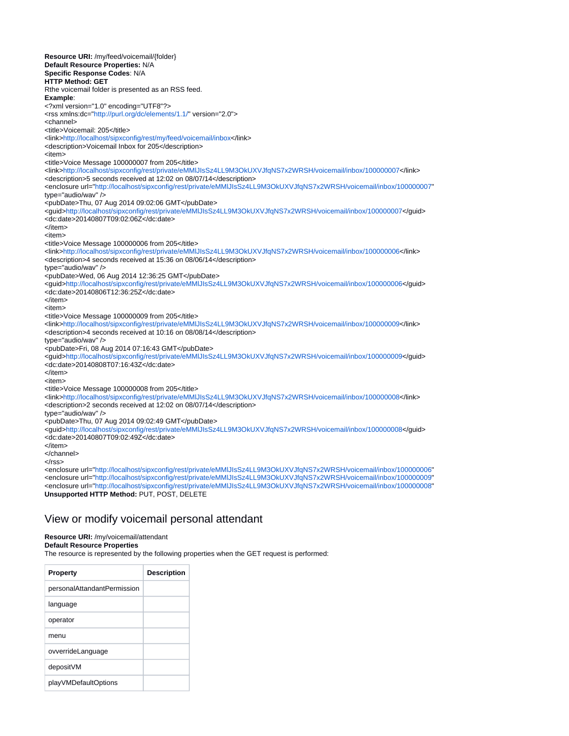**Resource URI:** /my/feed/voicemail/{folder}
**Default Resource Properties:** N/A
**Specific Response Codes**: N/A
**HTTP Method: GET**
Rthe voicemail folder is presented as an RSS feed.
**Example**:

```
<?xml version="1.0" encoding="UTF8"?>
<rss xmlns:dc="http://purl.org/dc/elements/1.1/" version="2.0">
<channel>
<title>Voicemail: 205</title>
<link>http://localhost/sipxconfig/rest/my/feed/voicemail/inbox</link>
<description>Voicemail Inbox for 205</description>
<item>
<title>Voice Message 100000007 from 205</title>
<link>http://localhost/sipxconfig/rest/private/eMMlJIsSz4LL9M3OkUXVJfqNS7x2WRSH/voicemail/inbox/100000007</link>
<description>5 seconds received at 12:02 on 08/07/14</description>
<enclosure url="http://localhost/sipxconfig/rest/private/eMMlJIsSz4LL9M3OkUXVJfqNS7x2WRSH/voicemail/inbox/100000007"
type="audio/wav" />
<pubDate>Thu, 07 Aug 2014 09:02:06 GMT</pubDate>
<guid>http://localhost/sipxconfig/rest/private/eMMlJIsSz4LL9M3OkUXVJfqNS7x2WRSH/voicemail/inbox/100000007</guid>
<dc:date>20140807T09:02:06Z</dc:date>
</item>
<item>
<title>Voice Message 100000006 from 205</title>
<link>http://localhost/sipxconfig/rest/private/eMMlJIsSz4LL9M3OkUXVJfqNS7x2WRSH/voicemail/inbox/100000006</link>
<description>4 seconds received at 15:36 on 08/06/14</description>
type="audio/wav" />
<pubDate>Wed, 06 Aug 2014 12:36:25 GMT</pubDate>
<guid>http://localhost/sipxconfig/rest/private/eMMlJIsSz4LL9M3OkUXVJfqNS7x2WRSH/voicemail/inbox/100000006</guid>
<dc:date>20140806T12:36:25Z</dc:date>
</item>
<item>
<title>Voice Message 100000009 from 205</title>
<link>http://localhost/sipxconfig/rest/private/eMMlJIsSz4LL9M3OkUXVJfqNS7x2WRSH/voicemail/inbox/100000009</link>
<description>4 seconds received at 10:16 on 08/08/14</description>
type="audio/wav" />
<pubDate>Fri, 08 Aug 2014 07:16:43 GMT</pubDate>
<guid>http://localhost/sipxconfig/rest/private/eMMlJIsSz4LL9M3OkUXVJfqNS7x2WRSH/voicemail/inbox/100000009</guid>
<dc:date>20140808T07:16:43Z</dc:date>
</item>
<item>
<title>Voice Message 100000008 from 205</title>
<link>http://localhost/sipxconfig/rest/private/eMMlJIsSz4LL9M3OkUXVJfqNS7x2WRSH/voicemail/inbox/100000008</link>
<description>2 seconds received at 12:02 on 08/07/14</description>
type="audio/wav" />
<pubDate>Thu, 07 Aug 2014 09:02:49 GMT</pubDate>
<guid>http://localhost/sipxconfig/rest/private/eMMlJIsSz4LL9M3OkUXVJfqNS7x2WRSH/voicemail/inbox/100000008</guid>
<dc:date>20140807T09:02:49Z</dc:date>
</item>
</channel>
</rss>
<enclosure url="http://localhost/sipxconfig/rest/private/eMMlJIsSz4LL9M3OkUXVJfqNS7x2WRSH/voicemail/inbox/100000006"
<enclosure url="http://localhost/sipxconfig/rest/private/eMMlJIsSz4LL9M3OkUXVJfqNS7x2WRSH/voicemail/inbox/100000009"
<enclosure url="http://localhost/sipxconfig/rest/private/eMMlJIsSz4LL9M3OkUXVJfqNS7x2WRSH/voicemail/inbox/100000008"
```

**Unsupported HTTP Method:** PUT, POST, DELETE

## View or modify voicemail personal attendant

**Resource URI:** /my/voicemail/attendant
**Default Resource Properties**
The resource is represented by the following properties when the GET request is performed:

| Property | Description |
| --- | --- |
| personalAttandantPermission | |
| language | |
| operator | |
| menu | |
| ovverrideLanguage | |
| depositVM | |
| playVMDefaultOptions | |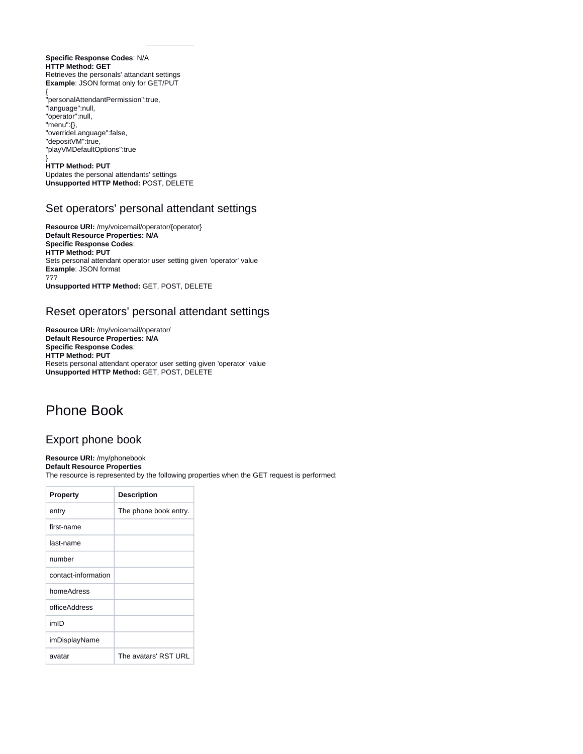**Specific Response Codes**: N/A
**HTTP Method: GET**
Retrieves the personals' attandant settings
**Example**: JSON format only for GET/PUT

```
{
"personalAttendantPermission":true,
"language":null,
"operator":null,
"menu":{},
"overrideLanguage":false,
"depositVM":true,
"playVMDefaultOptions":true
}
```

**HTTP Method: PUT**
Updates the personal attendants' settings
**Unsupported HTTP Method:** POST, DELETE

## Set operators' personal attendant settings

**Resource URI:** /my/voicemail/operator/{operator}
**Default Resource Properties: N/A**
**Specific Response Codes**:
**HTTP Method: PUT**
Sets personal attendant operator user setting given 'operator' value
**Example**: JSON format
???
**Unsupported HTTP Method:** GET, POST, DELETE

## Reset operators' personal attendant settings

**Resource URI:** /my/voicemail/operator/
**Default Resource Properties: N/A**
**Specific Response Codes**:
**HTTP Method: PUT**
Resets personal attendant operator user setting given 'operator' value
**Unsupported HTTP Method:** GET, POST, DELETE

# Phone Book

## Export phone book

**Resource URI:** /my/phonebook
**Default Resource Properties**
The resource is represented by the following properties when the GET request is performed:

| Property | Description |
|---|---|
| entry | The phone book entry. |
| first-name | |
| last-name | |
| number | |
| contact-information | |
| homeAdress | |
| officeAddress | |
| imID | |
| imDisplayName | |
| avatar | The avatars' RST URL |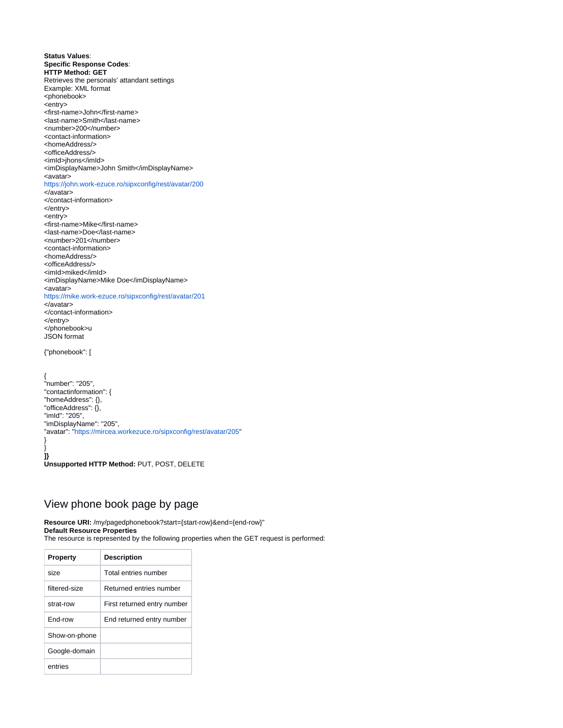**Status Values**:
**Specific Response Codes**:
**HTTP Method: GET**
Retrieves the personals' attandant settings
Example: XML format
<phonebook>
<entry>
<first-name>John</first-name>
<last-name>Smith</last-name>
<number>200</number>
<contact-information>
<homeAddress/>
<officeAddress/>
<imId>jhons</imId>
<imDisplayName>John Smith</imDisplayName>
<avatar>
https://john.work-ezuce.ro/sipxconfig/rest/avatar/200
</avatar>
</contact-information>
</entry>
<entry>
<first-name>Mike</first-name>
<last-name>Doe</last-name>
<number>201</number>
<contact-information>
<homeAddress/>
<officeAddress/>
<imId>miked</imId>
<imDisplayName>Mike Doe</imDisplayName>
<avatar>
https://mike.work-ezuce.ro/sipxconfig/rest/avatar/201
</avatar>
</contact-information>
</entry>
</phonebook>u
JSON format

{"phonebook": [

{
"number": "205",
"contactinformation": {
"homeAddress": {},
"officeAddress": {},
"imId": "205",
"imDisplayName": "205",
"avatar": "https://mircea.workezuce.ro/sipxconfig/rest/avatar/205"
}
}
**]}**
**Unsupported HTTP Method:** PUT, POST, DELETE

## View phone book page by page

**Resource URI:** /my/pagedphonebook?start={start-row}&end={end-row}"
**Default Resource Properties**
The resource is represented by the following properties when the GET request is performed:

| Property | Description |
|---|---|
| size | Total entries number |
| filtered-size | Returned entries number |
| strat-row | First returned entry number |
| End-row | End returned entry number |
| Show-on-phone | |
| Google-domain | |
| entries | |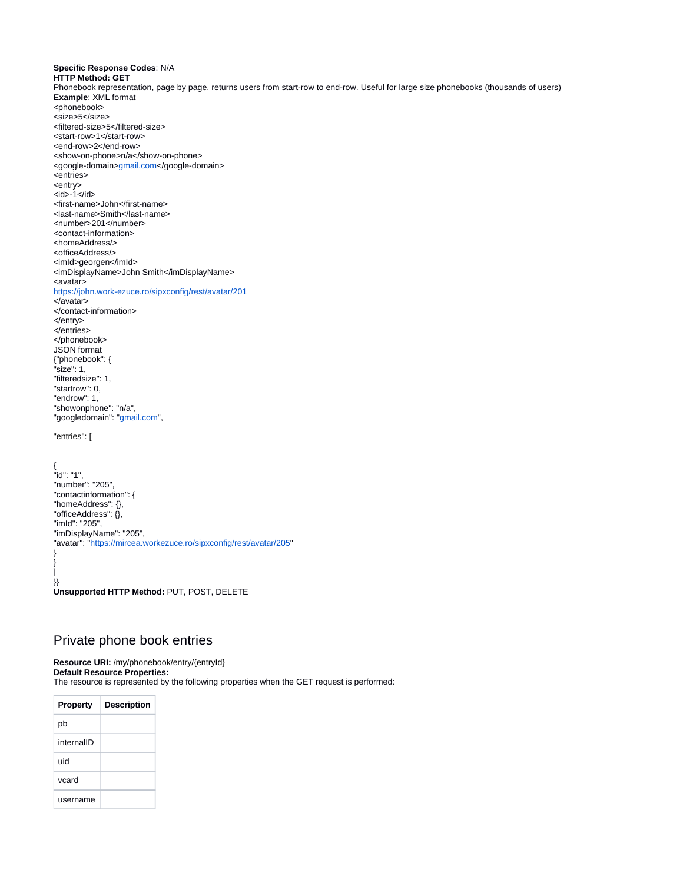**Specific Response Codes**: N/A
**HTTP Method: GET**
Phonebook representation, page by page, returns users from start-row to end-row. Useful for large size phonebooks (thousands of users)
**Example**: XML format

```
<phonebook>
<size>5</size>
<filtered-size>5</filtered-size>
<start-row>1</start-row>
<end-row>2</end-row>
<show-on-phone>n/a</show-on-phone>
<google-domain>gmail.com</google-domain>
<entries>
<entry>
<id>-1</id>
<first-name>John</first-name>
<last-name>Smith</last-name>
<number>201</number>
<contact-information>
<homeAddress/>
<officeAddress/>
<imId>georgen</imId>
<imDisplayName>John Smith</imDisplayName>
<avatar>
https://john.work-ezuce.ro/sipxconfig/rest/avatar/201
</avatar>
</contact-information>
</entry>
</entries>
</phonebook>
```

JSON format

```
{"phonebook": {
"size": 1,
"filteredsize": 1,
"startrow": 0,
"endrow": 1,
"showonphone": "n/a",
"googledomain": "gmail.com",

"entries": [


{
"id": "1",
"number": "205",
"contactinformation": {
"homeAddress": {},
"officeAddress": {},
"imId": "205",
"imDisplayName": "205",
"avatar": "https://mircea.workezuce.ro/sipxconfig/rest/avatar/205"
}
}
]
}}
```

**Unsupported HTTP Method:** PUT, POST, DELETE

## Private phone book entries

**Resource URI:** /my/phonebook/entry/{entryId}
**Default Resource Properties:**
The resource is represented by the following properties when the GET request is performed:

| Property | Description |
|---|---|
| pb | |
| internalID | |
| uid | |
| vcard | |
| username | |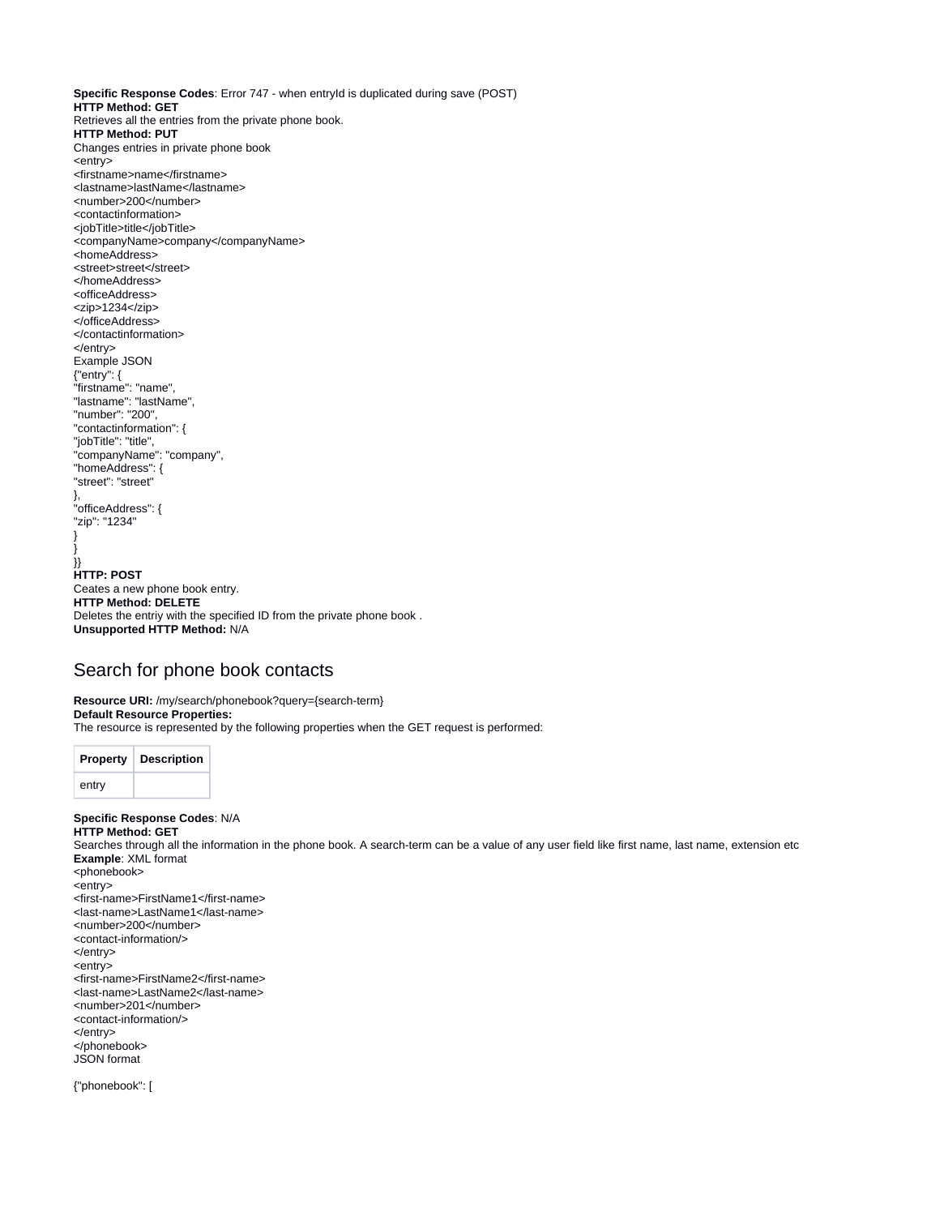**Specific Response Codes**: Error 747 - when entryId is duplicated during save (POST)
**HTTP Method: GET**
Retrieves all the entries from the private phone book.
**HTTP Method: PUT**
Changes entries in private phone book

```
<entry>
<firstname>name</firstname>
<lastname>lastName</lastname>
<number>200</number>
<contactinformation>
<jobTitle>title</jobTitle>
<companyName>company</companyName>
<homeAddress>
<street>street</street>
</homeAddress>
<officeAddress>
<zip>1234</zip>
</officeAddress>
</contactinformation>
</entry>
```

Example JSON

```
{"entry": {
"firstname": "name",
"lastname": "lastName",
"number": "200",
"contactinformation": {
"jobTitle": "title",
"companyName": "company",
"homeAddress": {
"street": "street"
},
"officeAddress": {
"zip": "1234"
}
}
}}
```

**HTTP: POST**
Ceates a new phone book entry.
**HTTP Method: DELETE**
Deletes the entriy with the specified ID from the private phone book .
**Unsupported HTTP Method:** N/A

## Search for phone book contacts

**Resource URI:** /my/search/phonebook?query={search-term}
**Default Resource Properties:**
The resource is represented by the following properties when the GET request is performed:

| Property | Description |
| --- | --- |
| entry | |

**Specific Response Codes**: N/A
**HTTP Method: GET**
Searches through all the information in the phone book. A search-term can be a value of any user field like first name, last name, extension etc
**Example**: XML format

```
<phonebook>
<entry>
<first-name>FirstName1</first-name>
<last-name>LastName1</last-name>
<number>200</number>
<contact-information/>
</entry>
<entry>
<first-name>FirstName2</first-name>
<last-name>LastName2</last-name>
<number>201</number>
<contact-information/>
</entry>
</phonebook>
```

JSON format

```
{"phonebook": [
```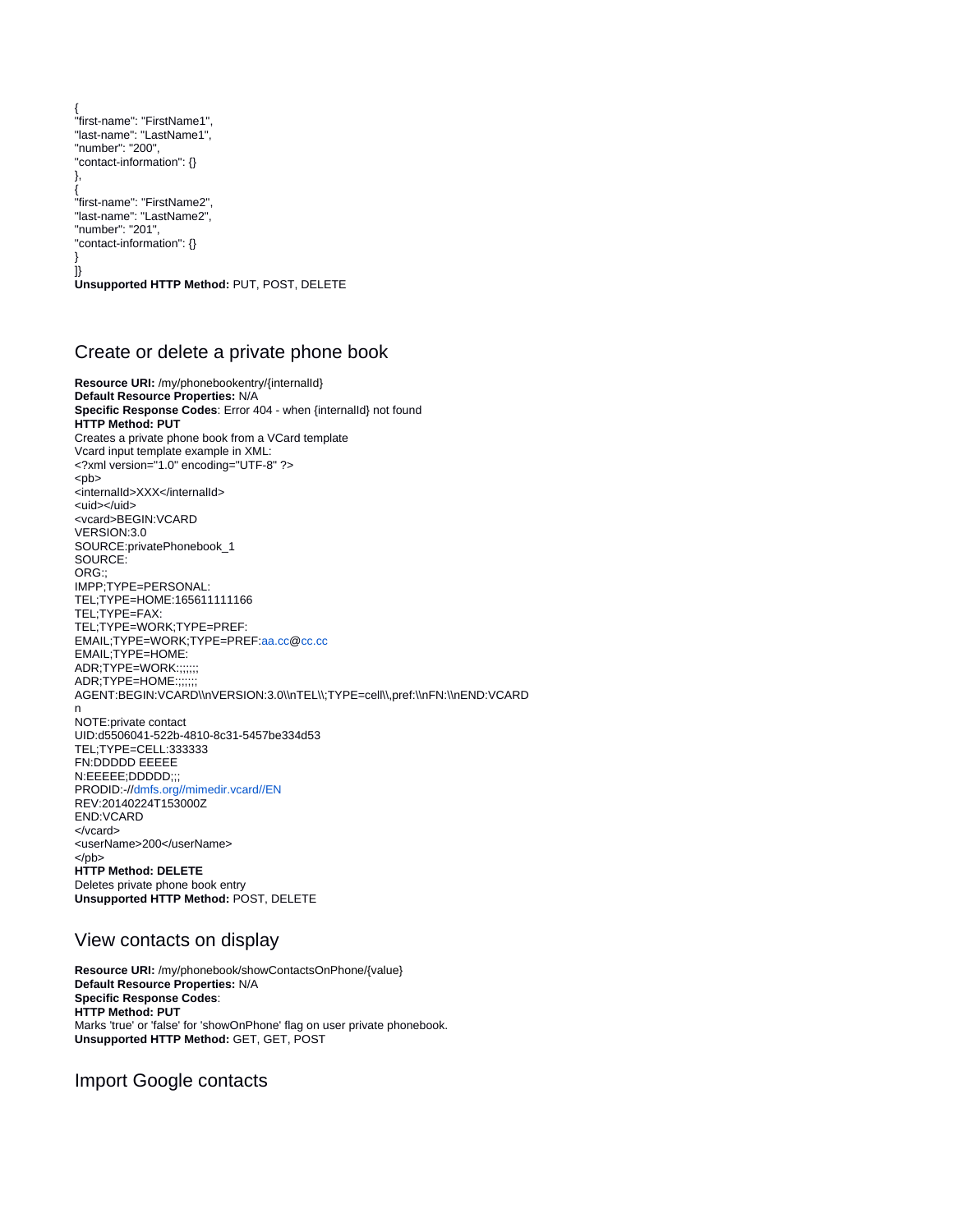{
"first-name": "FirstName1",
"last-name": "LastName1",
"number": "200",
"contact-information": {}
},
{
"first-name": "FirstName2",
"last-name": "LastName2",
"number": "201",
"contact-information": {}
}
]}
**Unsupported HTTP Method:** PUT, POST, DELETE

## Create or delete a private phone book

**Resource URI:** /my/phonebookentry/{internalId}
**Default Resource Properties:** N/A
**Specific Response Codes**: Error 404 - when {internalId} not found
**HTTP Method: PUT**
Creates a private phone book from a VCard template
Vcard input template example in XML:
<?xml version="1.0" encoding="UTF-8" ?>
<pb>
<internalId>XXX</internalId>
<uid></uid>
<vcard>BEGIN:VCARD
VERSION:3.0
SOURCE:privatePhonebook_1
SOURCE:
ORG:;
IMPP;TYPE=PERSONAL:
TEL;TYPE=HOME:165611111166
TEL;TYPE=FAX:
TEL;TYPE=WORK;TYPE=PREF:
EMAIL;TYPE=WORK;TYPE=PREF:aa.cc@cc.cc
EMAIL;TYPE=HOME:
ADR;TYPE=WORK:;;;;;;
ADR;TYPE=HOME:;;;;;;
AGENT:BEGIN:VCARD\\nVERSION:3.0\\nTEL\\;TYPE=cell\\,pref:\\nFN:\\nEND:VCARD
n
NOTE:private contact
UID:d5506041-522b-4810-8c31-5457be334d53
TEL;TYPE=CELL:333333
FN:DDDDD EEEEE
N:EEEEE;DDDDD;;;
PRODID:-//dmfs.org//mimedir.vcard//EN
REV:20140224T153000Z
END:VCARD
</vcard>
<userName>200</userName>
</pb>
**HTTP Method: DELETE**
Deletes private phone book entry
**Unsupported HTTP Method:** POST, DELETE

## View contacts on display

**Resource URI:** /my/phonebook/showContactsOnPhone/{value}
**Default Resource Properties:** N/A
**Specific Response Codes**:
**HTTP Method: PUT**
Marks 'true' or 'false' for 'showOnPhone' flag on user private phonebook.
**Unsupported HTTP Method:** GET, GET, POST

## Import Google contacts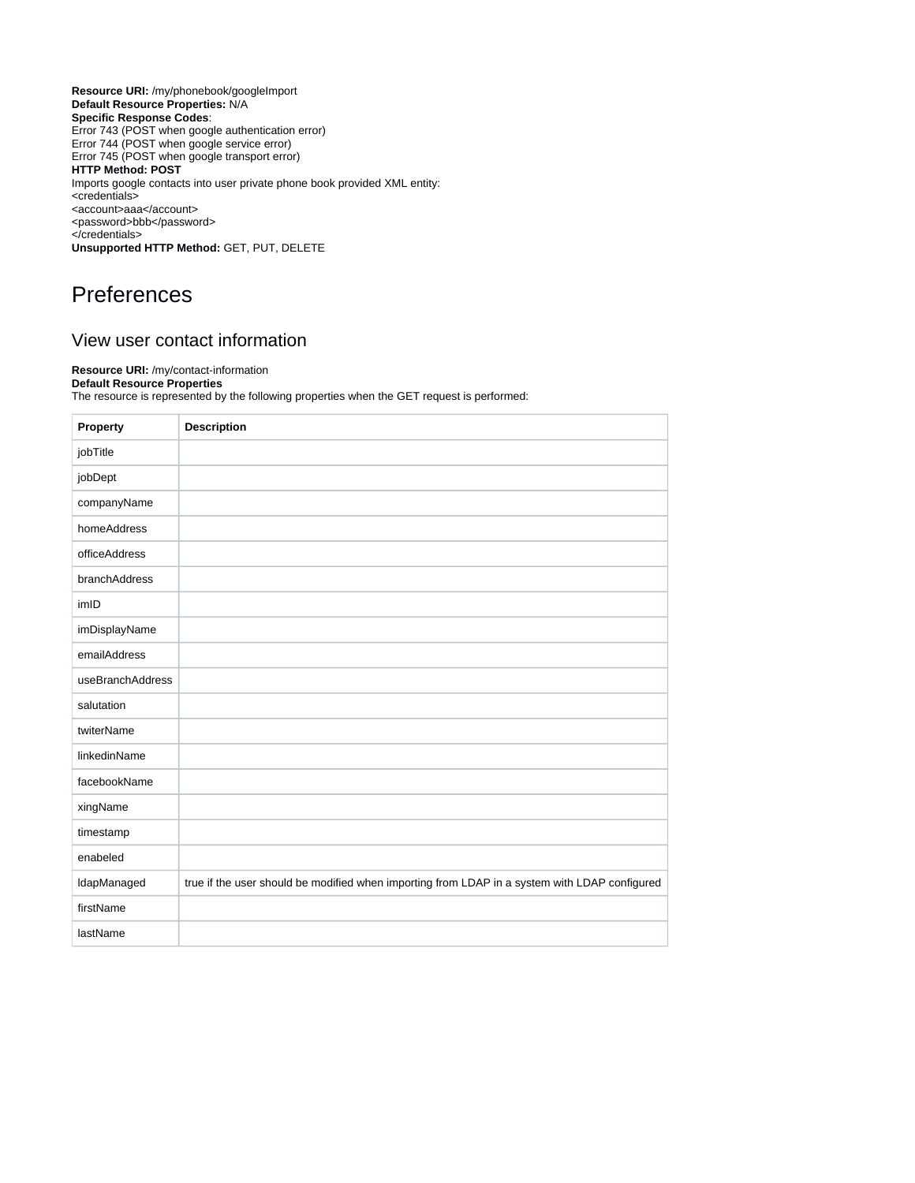**Resource URI:** /my/phonebook/googleImport
**Default Resource Properties:** N/A
**Specific Response Codes**:
Error 743 (POST when google authentication error)
Error 744 (POST when google service error)
Error 745 (POST when google transport error)
**HTTP Method: POST**
Imports google contacts into user private phone book provided XML entity:
<credentials>
<account>aaa</account>
<password>bbb</password>
</credentials>
**Unsupported HTTP Method:** GET, PUT, DELETE

# Preferences

## View user contact information

**Resource URI:** /my/contact-information
**Default Resource Properties**
The resource is represented by the following properties when the GET request is performed:

| Property | Description |
| --- | --- |
| jobTitle | |
| jobDept | |
| companyName | |
| homeAddress | |
| officeAddress | |
| branchAddress | |
| imID | |
| imDisplayName | |
| emailAddress | |
| useBranchAddress | |
| salutation | |
| twiterName | |
| linkedinName | |
| facebookName | |
| xingName | |
| timestamp | |
| enabeled | |
| ldapManaged | true if the user should be modified when importing from LDAP in a system with LDAP configured |
| firstName | |
| lastName | |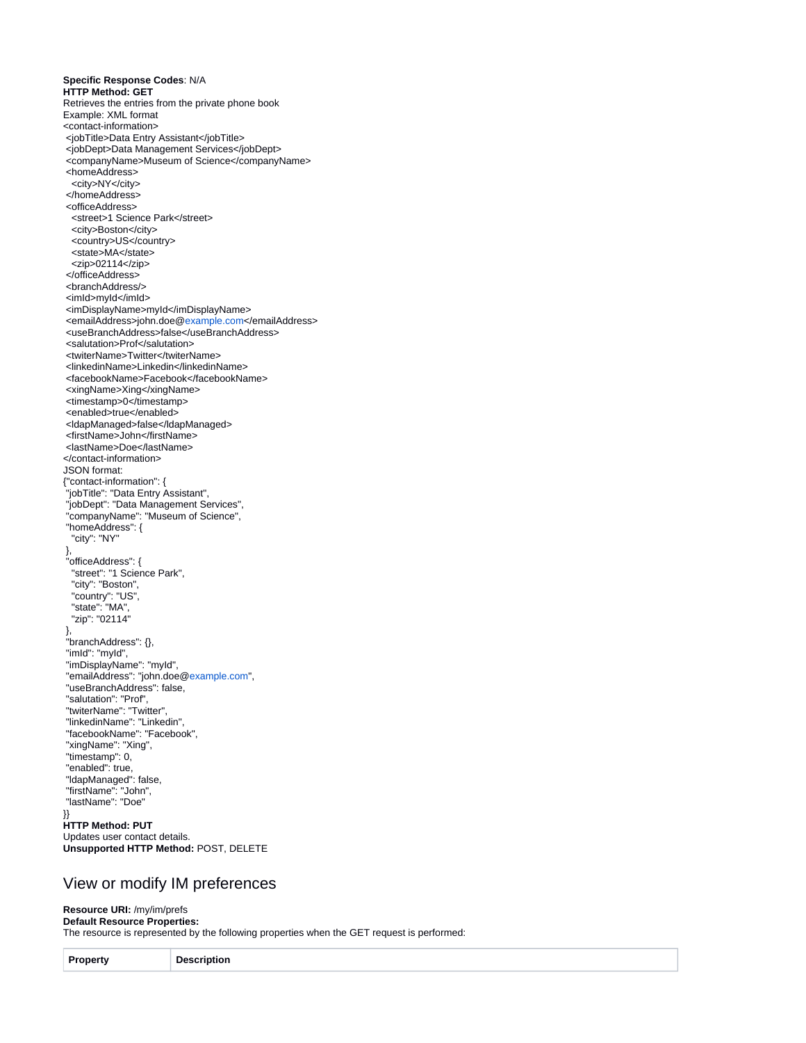**Specific Response Codes**: N/A
**HTTP Method: GET**
Retrieves the entries from the private phone book
Example: XML format

```
<contact-information>
 <jobTitle>Data Entry Assistant</jobTitle>
 <jobDept>Data Management Services</jobDept>
 <companyName>Museum of Science</companyName>
 <homeAddress>
  <city>NY</city>
 </homeAddress>
 <officeAddress>
  <street>1 Science Park</street>
  <city>Boston</city>
  <country>US</country>
  <state>MA</state>
  <zip>02114</zip>
 </officeAddress>
 <branchAddress/>
 <imId>myId</imId>
 <imDisplayName>myId</imDisplayName>
 <emailAddress>john.doe@example.com</emailAddress>
 <useBranchAddress>false</useBranchAddress>
 <salutation>Prof</salutation>
 <twiterName>Twitter</twiterName>
 <linkedinName>Linkedin</linkedinName>
 <facebookName>Facebook</facebookName>
 <xingName>Xing</xingName>
 <timestamp>0</timestamp>
 <enabled>true</enabled>
 <ldapManaged>false</ldapManaged>
 <firstName>John</firstName>
 <lastName>Doe</lastName>
</contact-information>
```

JSON format:

```
{"contact-information": {
 "jobTitle": "Data Entry Assistant",
 "jobDept": "Data Management Services",
 "companyName": "Museum of Science",
 "homeAddress": {
  "city": "NY"
 },
 "officeAddress": {
  "street": "1 Science Park",
  "city": "Boston",
  "country": "US",
  "state": "MA",
  "zip": "02114"
 },
 "branchAddress": {},
 "imId": "myId",
 "imDisplayName": "myId",
 "emailAddress": "john.doe@example.com",
 "useBranchAddress": false,
 "salutation": "Prof",
 "twiterName": "Twitter",
 "linkedinName": "Linkedin",
 "facebookName": "Facebook",
 "xingName": "Xing",
 "timestamp": 0,
 "enabled": true,
 "ldapManaged": false,
 "firstName": "John",
 "lastName": "Doe"
}}
```

**HTTP Method: PUT**
Updates user contact details.
**Unsupported HTTP Method:** POST, DELETE

## View or modify IM preferences

**Resource URI:** /my/im/prefs
**Default Resource Properties:**
The resource is represented by the following properties when the GET request is performed:

| Property | Description |
| --- | --- |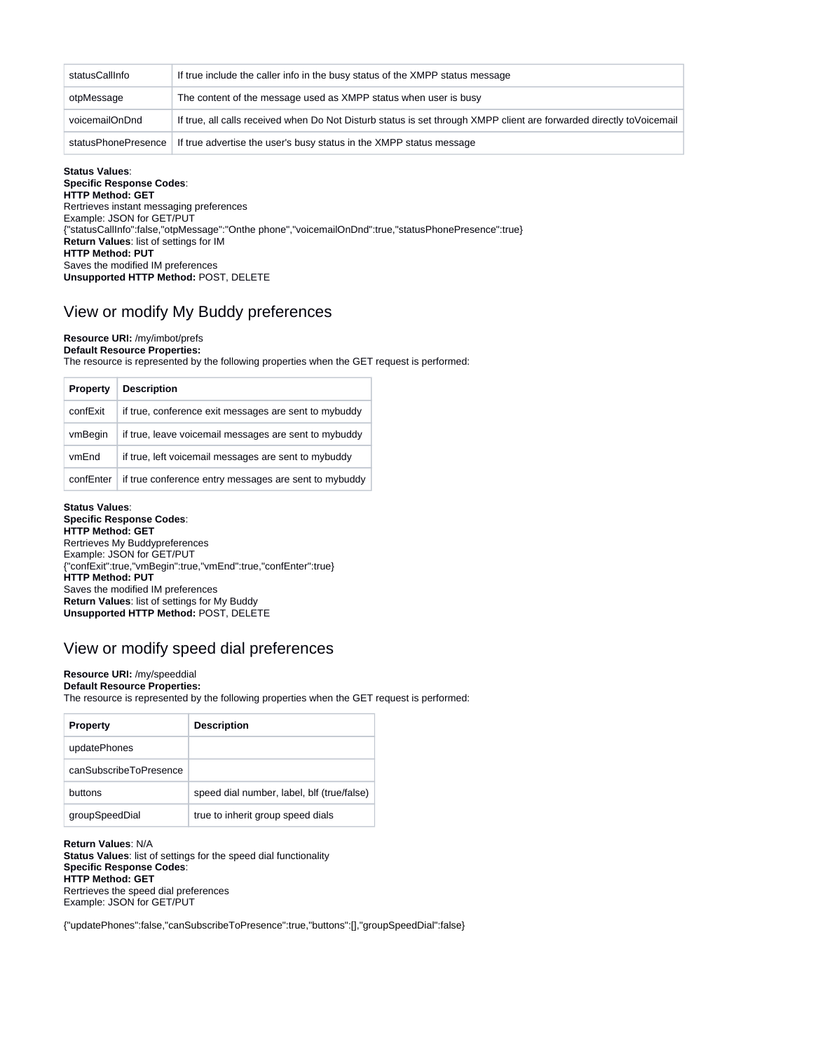| statusCallInfo | If true include the caller info in the busy status of the XMPP status message |
| --- | --- |
| otpMessage | The content of the message used as XMPP status when user is busy |
| voicemailOnDnd | If true, all calls received when Do Not Disturb status is set through XMPP client are forwarded directly toVoicemail |
| statusPhonePresence | If true advertise the user's busy status in the XMPP status message |

**Status Values**:
**Specific Response Codes**:
**HTTP Method: GET**
Rertrieves instant messaging preferences
Example: JSON for GET/PUT
{"statusCallInfo":false,"otpMessage":"Onthe phone","voicemailOnDnd":true,"statusPhonePresence":true}
**Return Values**: list of settings for IM
**HTTP Method: PUT**
Saves the modified IM preferences
**Unsupported HTTP Method:** POST, DELETE

## View or modify My Buddy preferences

**Resource URI:** /my/imbot/prefs
**Default Resource Properties:**
The resource is represented by the following properties when the GET request is performed:

| Property | Description |
| --- | --- |
| confExit | if true, conference exit messages are sent to mybuddy |
| vmBegin | if true, leave voicemail messages are sent to mybuddy |
| vmEnd | if true, left voicemail messages are sent to mybuddy |
| confEnter | if true conference entry messages are sent to mybuddy |

**Status Values**:
**Specific Response Codes**:
**HTTP Method: GET**
Rertrieves My Buddypreferences
Example: JSON for GET/PUT
{"confExit":true,"vmBegin":true,"vmEnd":true,"confEnter":true}
**HTTP Method: PUT**
Saves the modified IM preferences
**Return Values**: list of settings for My Buddy
**Unsupported HTTP Method:** POST, DELETE

## View or modify speed dial preferences

**Resource URI:** /my/speeddial
**Default Resource Properties:**
The resource is represented by the following properties when the GET request is performed:

| Property | Description |
| --- | --- |
| updatePhones | |
| canSubscribeToPresence | |
| buttons | speed dial number, label, blf (true/false) |
| groupSpeedDial | true to inherit group speed dials |

**Return Values**: N/A
**Status Values**: list of settings for the speed dial functionality
**Specific Response Codes**:
**HTTP Method: GET**
Rertrieves the speed dial preferences
Example: JSON for GET/PUT

{"updatePhones":false,"canSubscribeToPresence":true,"buttons":[],"groupSpeedDial":false}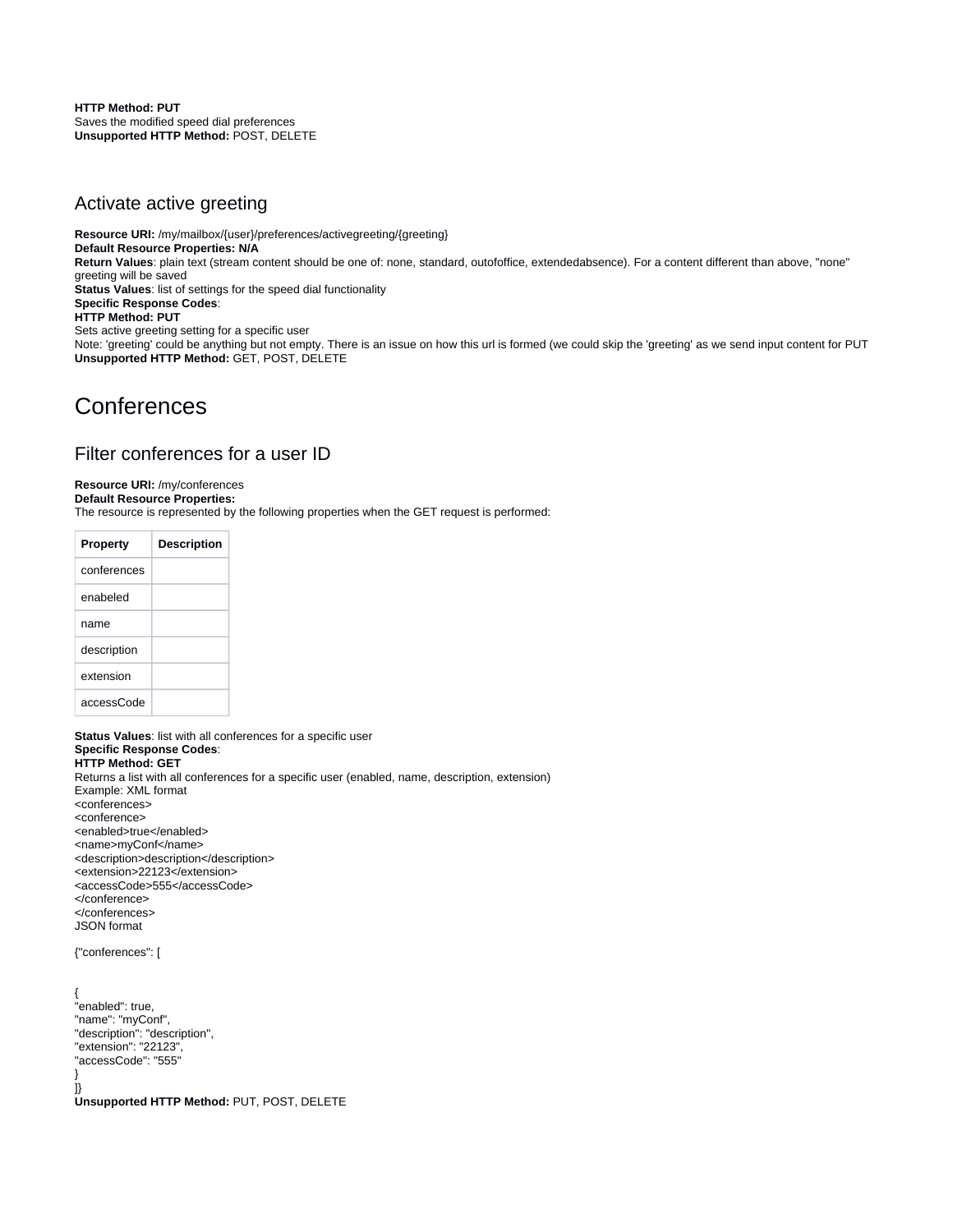**HTTP Method: PUT**
Saves the modified speed dial preferences
**Unsupported HTTP Method:** POST, DELETE

## Activate active greeting

**Resource URI:** /my/mailbox/{user}/preferences/activegreeting/{greeting}
**Default Resource Properties: N/A**
**Return Values**: plain text (stream content should be one of: none, standard, outofoffice, extendedabsence). For a content different than above, "none" greeting will be saved
**Status Values**: list of settings for the speed dial functionality
**Specific Response Codes**:
**HTTP Method: PUT**
Sets active greeting setting for a specific user
Note: 'greeting' could be anything but not empty. There is an issue on how this url is formed (we could skip the 'greeting' as we send input content for PUT
**Unsupported HTTP Method:** GET, POST, DELETE

# Conferences

## Filter conferences for a user ID

**Resource URI:** /my/conferences
**Default Resource Properties:**
The resource is represented by the following properties when the GET request is performed:

| Property | Description |
|---|---|
| conferences | |
| enabeled | |
| name | |
| description | |
| extension | |
| accessCode | |

**Status Values**: list with all conferences for a specific user
**Specific Response Codes**:
**HTTP Method: GET**
Returns a list with all conferences for a specific user (enabled, name, description, extension)
Example: XML format

```
<conferences>
<conference>
<enabled>true</enabled>
<name>myConf</name>
<description>description</description>
<extension>22123</extension>
<accessCode>555</accessCode>
</conference>
</conferences>
```

JSON format

```
{"conferences": [


{
"enabled": true,
"name": "myConf",
"description": "description",
"extension": "22123",
"accessCode": "555"
}
]}
```

**Unsupported HTTP Method:** PUT, POST, DELETE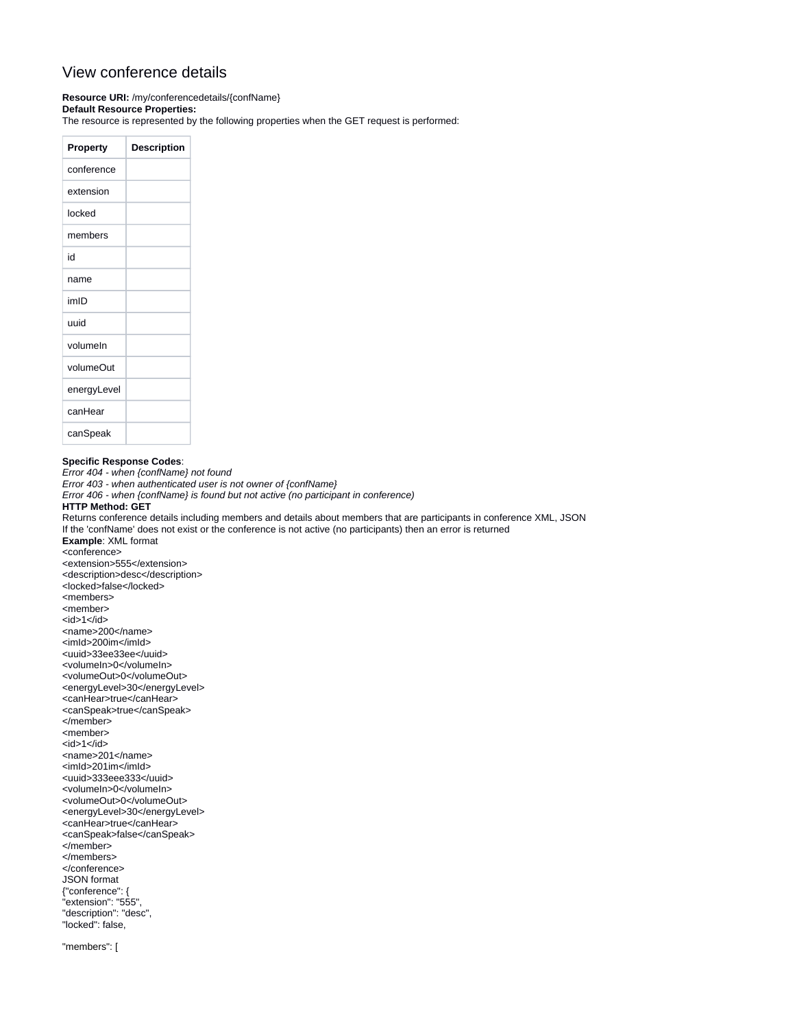# View conference details

**Resource URI:** /my/conferencedetails/{confName}
**Default Resource Properties:**
The resource is represented by the following properties when the GET request is performed:

| Property | Description |
|---|---|
| conference | |
| extension | |
| locked | |
| members | |
| id | |
| name | |
| imID | |
| uuid | |
| volumeIn | |
| volumeOut | |
| energyLevel | |
| canHear | |
| canSpeak | |

**Specific Response Codes**:
*Error 404 - when {confName} not found*
*Error 403 - when authenticated user is not owner of {confName}*
*Error 406 - when {confName} is found but not active (no participant in conference)*
**HTTP Method: GET**
Returns conference details including members and details about members that are participants in conference XML, JSON
If the 'confName' does not exist or the conference is not active (no participants) then an error is returned
**Example**: XML format

```
<conference>
<extension>555</extension>
<description>desc</description>
<locked>false</locked>
<members>
<member>
<id>1</id>
<name>200</name>
<imId>200im</imId>
<uuid>33ee33ee</uuid>
<volumeIn>0</volumeIn>
<volumeOut>0</volumeOut>
<energyLevel>30</energyLevel>
<canHear>true</canHear>
<canSpeak>true</canSpeak>
</member>
<member>
<id>1</id>
<name>201</name>
<imId>201im</imId>
<uuid>333eee333</uuid>
<volumeIn>0</volumeIn>
<volumeOut>0</volumeOut>
<energyLevel>30</energyLevel>
<canHear>true</canHear>
<canSpeak>false</canSpeak>
</member>
</members>
</conference>
```

JSON format

```
{"conference": {
"extension": "555",
"description": "desc",
"locked": false,

"members": [
```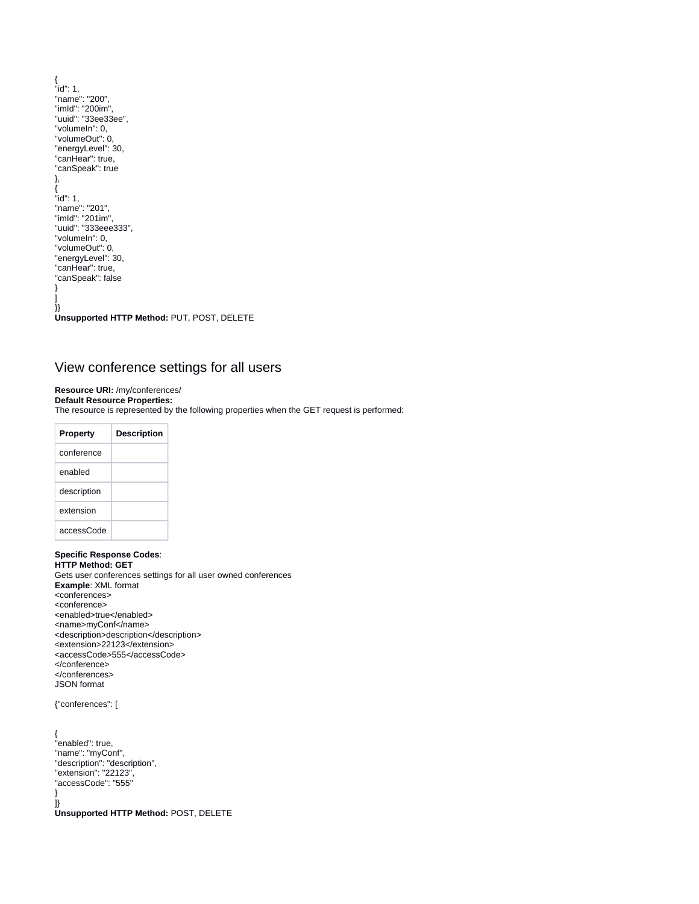```
{
"id": 1,
"name": "200",
"imId": "200im",
"uuid": "33ee33ee",
"volumeIn": 0,
"volumeOut": 0,
"energyLevel": 30,
"canHear": true,
"canSpeak": true
},
{
"id": 1,
"name": "201",
"imId": "201im",
"uuid": "333eee333",
"volumeIn": 0,
"volumeOut": 0,
"energyLevel": 30,
"canHear": true,
"canSpeak": false
}
]
}}
```

**Unsupported HTTP Method:** PUT, POST, DELETE

## View conference settings for all users

**Resource URI:** /my/conferences/
**Default Resource Properties:**
The resource is represented by the following properties when the GET request is performed:

| Property | Description |
|---|---|
| conference | |
| enabled | |
| description | |
| extension | |
| accessCode | |

**Specific Response Codes**:
**HTTP Method: GET**
Gets user conferences settings for all user owned conferences
**Example**: XML format

```
<conferences>
<conference>
<enabled>true</enabled>
<name>myConf</name>
<description>description</description>
<extension>22123</extension>
<accessCode>555</accessCode>
</conference>
</conferences>
```

JSON format

```
{"conferences": [


{
"enabled": true,
"name": "myConf",
"description": "description",
"extension": "22123",
"accessCode": "555"
}
]}
```

**Unsupported HTTP Method:** POST, DELETE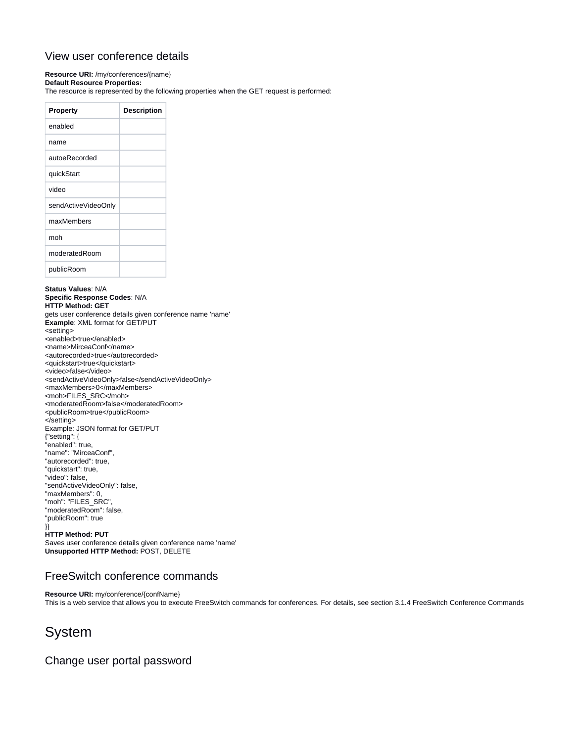## View user conference details

**Resource URI:** /my/conferences/{name}
**Default Resource Properties:**
The resource is represented by the following properties when the GET request is performed:

| Property | Description |
|---|---|
| enabled | |
| name | |
| autoeRecorded | |
| quickStart | |
| video | |
| sendActiveVideoOnly | |
| maxMembers | |
| moh | |
| moderatedRoom | |
| publicRoom | |

**Status Values**: N/A
**Specific Response Codes**: N/A
**HTTP Method: GET**
gets user conference details given conference name 'name'
**Example**: XML format for GET/PUT

```
<setting>
<enabled>true</enabled>
<name>MirceaConf</name>
<autorecorded>true</autorecorded>
<quickstart>true</quickstart>
<video>false</video>
<sendActiveVideoOnly>false</sendActiveVideoOnly>
<maxMembers>0</maxMembers>
<moh>FILES_SRC</moh>
<moderatedRoom>false</moderatedRoom>
<publicRoom>true</publicRoom>
</setting>
```

Example: JSON format for GET/PUT

```
{"setting": {
"enabled": true,
"name": "MirceaConf",
"autorecorded": true,
"quickstart": true,
"video": false,
"sendActiveVideoOnly": false,
"maxMembers": 0,
"moh": "FILES_SRC",
"moderatedRoom": false,
"publicRoom": true
}}
```

**HTTP Method: PUT**
Saves user conference details given conference name 'name'
**Unsupported HTTP Method:** POST, DELETE

## FreeSwitch conference commands

**Resource URI:** my/conference/{confName}
This is a web service that allows you to execute FreeSwitch commands for conferences. For details, see section 3.1.4 FreeSwitch Conference Commands

# System

## Change user portal password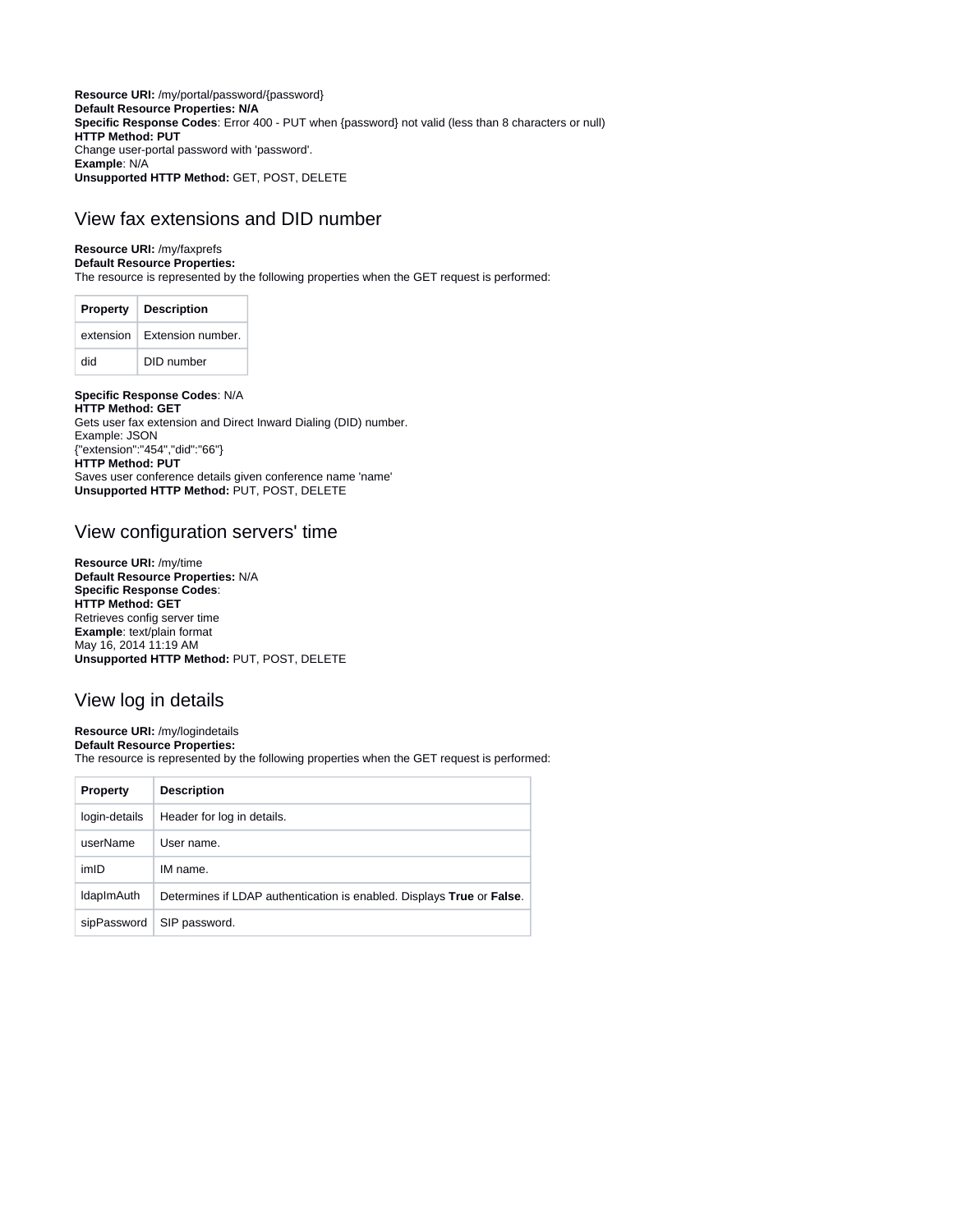**Resource URI:** /my/portal/password/{password}
**Default Resource Properties: N/A**
**Specific Response Codes**: Error 400 - PUT when {password} not valid (less than 8 characters or null)
**HTTP Method: PUT**
Change user-portal password with 'password'.
**Example**: N/A
**Unsupported HTTP Method:** GET, POST, DELETE

## View fax extensions and DID number

**Resource URI:** /my/faxprefs
**Default Resource Properties:**
The resource is represented by the following properties when the GET request is performed:

| Property | Description |
| --- | --- |
| extension | Extension number. |
| did | DID number |

**Specific Response Codes**: N/A
**HTTP Method: GET**
Gets user fax extension and Direct Inward Dialing (DID) number.
Example: JSON
{"extension":"454","did":"66"}
**HTTP Method: PUT**
Saves user conference details given conference name 'name'
**Unsupported HTTP Method:** PUT, POST, DELETE

## View configuration servers' time

**Resource URI:** /my/time
**Default Resource Properties:** N/A
**Specific Response Codes**:
**HTTP Method: GET**
Retrieves config server time
**Example**: text/plain format
May 16, 2014 11:19 AM
**Unsupported HTTP Method:** PUT, POST, DELETE

## View log in details

**Resource URI:** /my/logindetails
**Default Resource Properties:**
The resource is represented by the following properties when the GET request is performed:

| Property | Description |
| --- | --- |
| login-details | Header for log in details. |
| userName | User name. |
| imID | IM name. |
| ldapImAuth | Determines if LDAP authentication is enabled. Displays **True** or **False**. |
| sipPassword | SIP password. |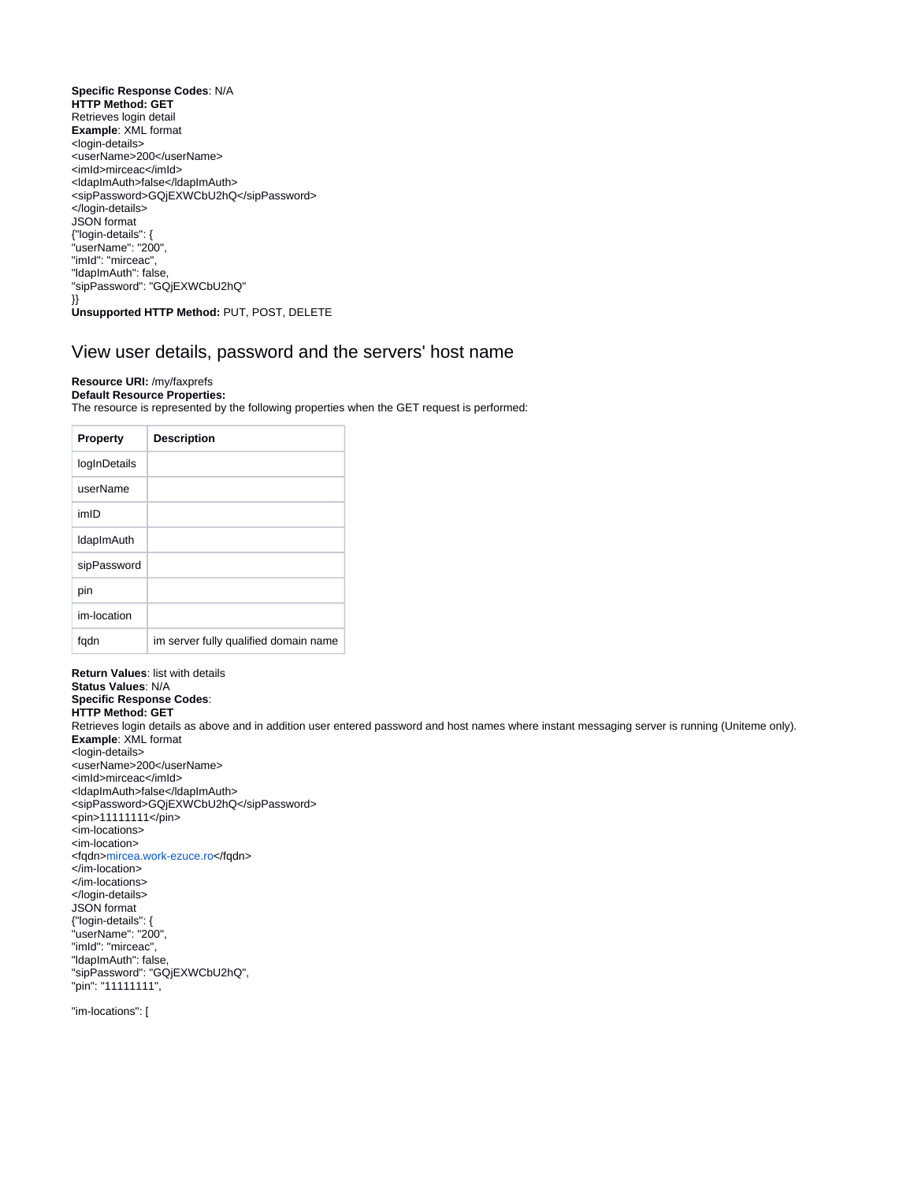**Specific Response Codes**: N/A
**HTTP Method: GET**
Retrieves login detail
**Example**: XML format

```
<login-details>
<userName>200</userName>
<imId>mirceac</imId>
<ldapImAuth>false</ldapImAuth>
<sipPassword>GQjEXWCbU2hQ</sipPassword>
</login-details>
```

JSON format

```
{"login-details": {
"userName": "200",
"imId": "mirceac",
"ldapImAuth": false,
"sipPassword": "GQjEXWCbU2hQ"
}}
```

**Unsupported HTTP Method:** PUT, POST, DELETE

## View user details, password and the servers' host name

**Resource URI:** /my/faxprefs
**Default Resource Properties:**
The resource is represented by the following properties when the GET request is performed:

| Property | Description |
|---|---|
| logInDetails | |
| userName | |
| imID | |
| ldapImAuth | |
| sipPassword | |
| pin | |
| im-location | |
| fqdn | im server fully qualified domain name |

**Return Values**: list with details
**Status Values**: N/A
**Specific Response Codes**:
**HTTP Method: GET**
Retrieves login details as above and in addition user entered password and host names where instant messaging server is running (Uniteme only).
**Example**: XML format

```
<login-details>
<userName>200</userName>
<imId>mirceac</imId>
<ldapImAuth>false</ldapImAuth>
<sipPassword>GQjEXWCbU2hQ</sipPassword>
<pin>11111111</pin>
<im-locations>
<im-location>
<fqdn>mircea.work-ezuce.ro</fqdn>
</im-location>
</im-locations>
</login-details>
```

JSON format

```
{"login-details": {
"userName": "200",
"imId": "mirceac",
"ldapImAuth": false,
"sipPassword": "GQjEXWCbU2hQ",
"pin": "11111111",

"im-locations": [
```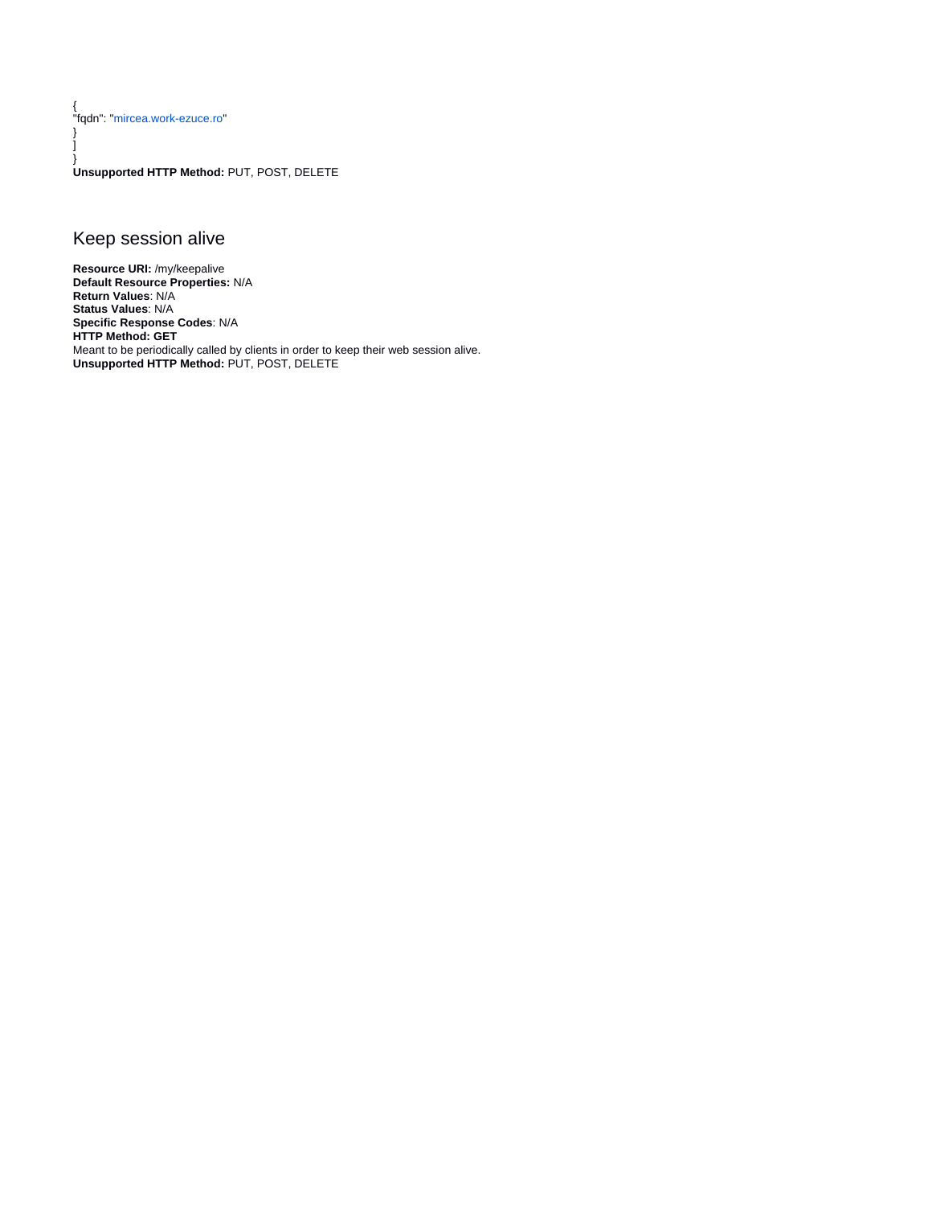```
{
"fqdn": "mircea.work-ezuce.ro"
}
]
}
```

**Unsupported HTTP Method:** PUT, POST, DELETE

## Keep session alive

**Resource URI:** /my/keepalive
**Default Resource Properties:** N/A
**Return Values**: N/A
**Status Values**: N/A
**Specific Response Codes**: N/A
**HTTP Method: GET**
Meant to be periodically called by clients in order to keep their web session alive.
**Unsupported HTTP Method:** PUT, POST, DELETE